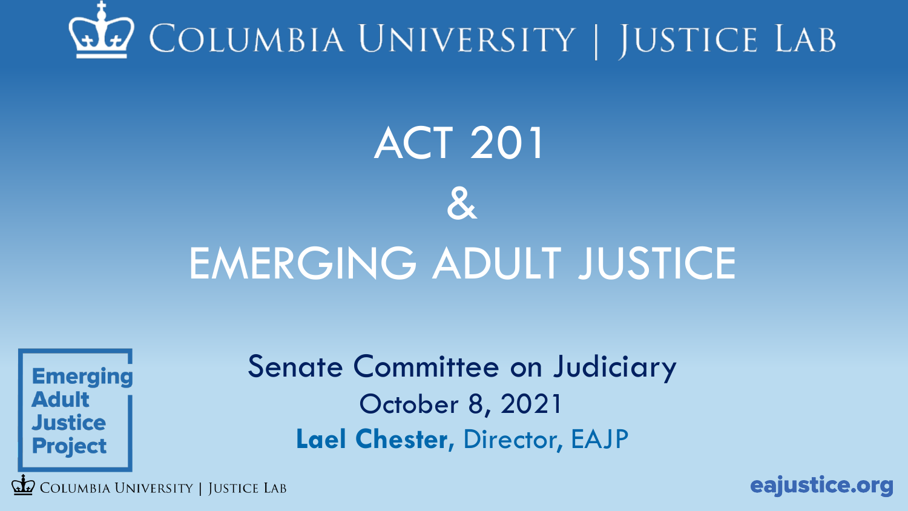COLUMBIA UNIVERSITY | JUSTICE LAB

# ACT 201
# &
# EMERGING ADULT JUSTICE

Emerging Adult Justice Project

Senate Committee on Judiciary

October 8, 2021

**Lael Chester,** Director, EAJP

COLUMBIA UNIVERSITY | JUSTICE LAB

eajustice.org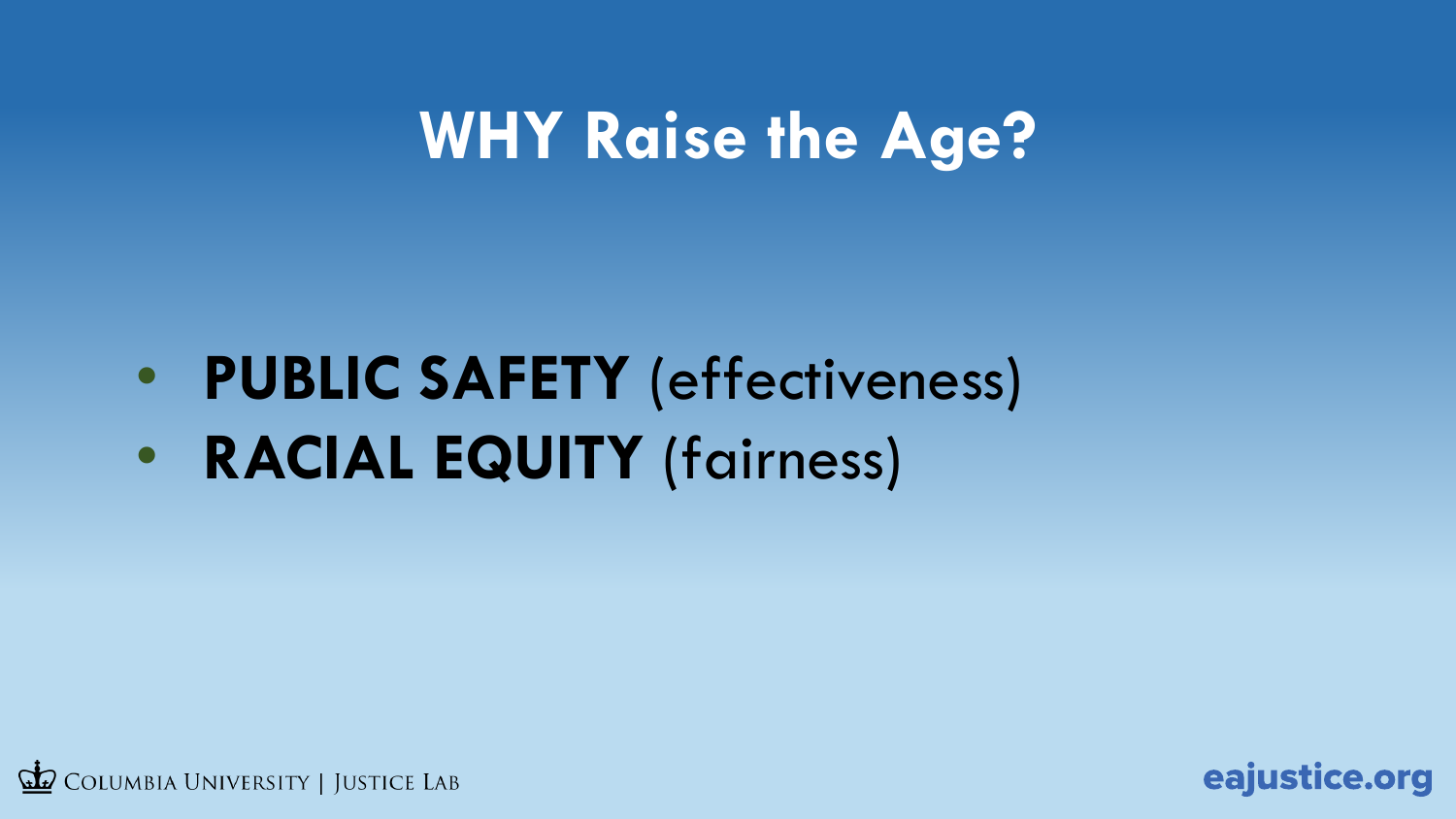# WHY Raise the Age?

- **PUBLIC SAFETY** (effectiveness)
- **RACIAL EQUITY** (fairness)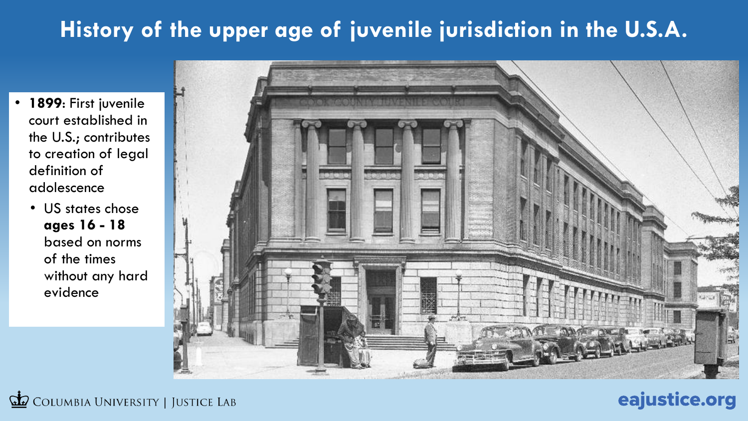# History of the upper age of juvenile jurisdiction in the U.S.A.

- **1899**: First juvenile court established in the U.S.; contributes to creation of legal definition of adolescence
  - US states chose **ages 16 - 18** based on norms of the times without any hard evidence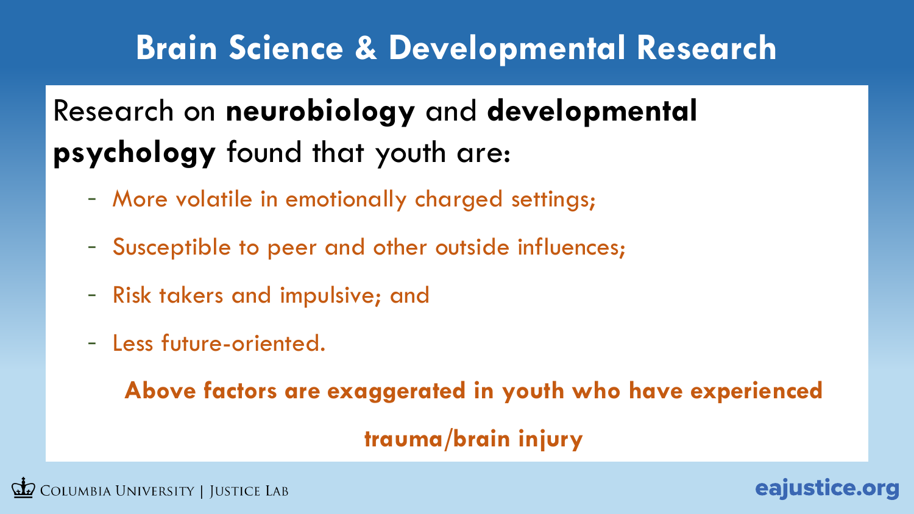# Brain Science & Developmental Research

Research on **neurobiology** and **developmental psychology** found that youth are:

- More volatile in emotionally charged settings;
- Susceptible to peer and other outside influences;
- Risk takers and impulsive; and
- Less future-oriented.

**Above factors are exaggerated in youth who have experienced trauma/brain injury**

Columbia University | Justice Lab

eajustice.org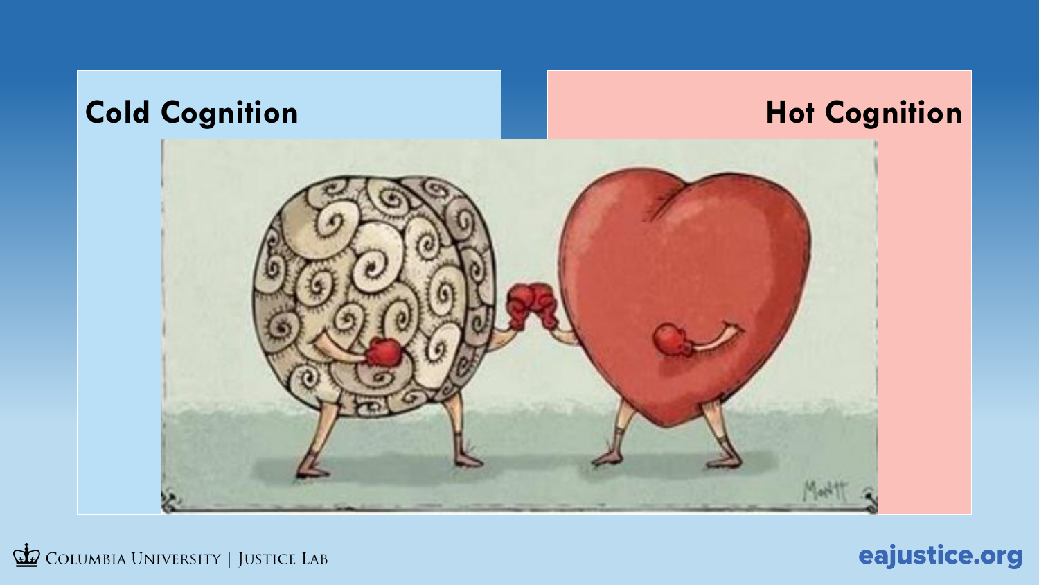## Cold Cognition

## Hot Cognition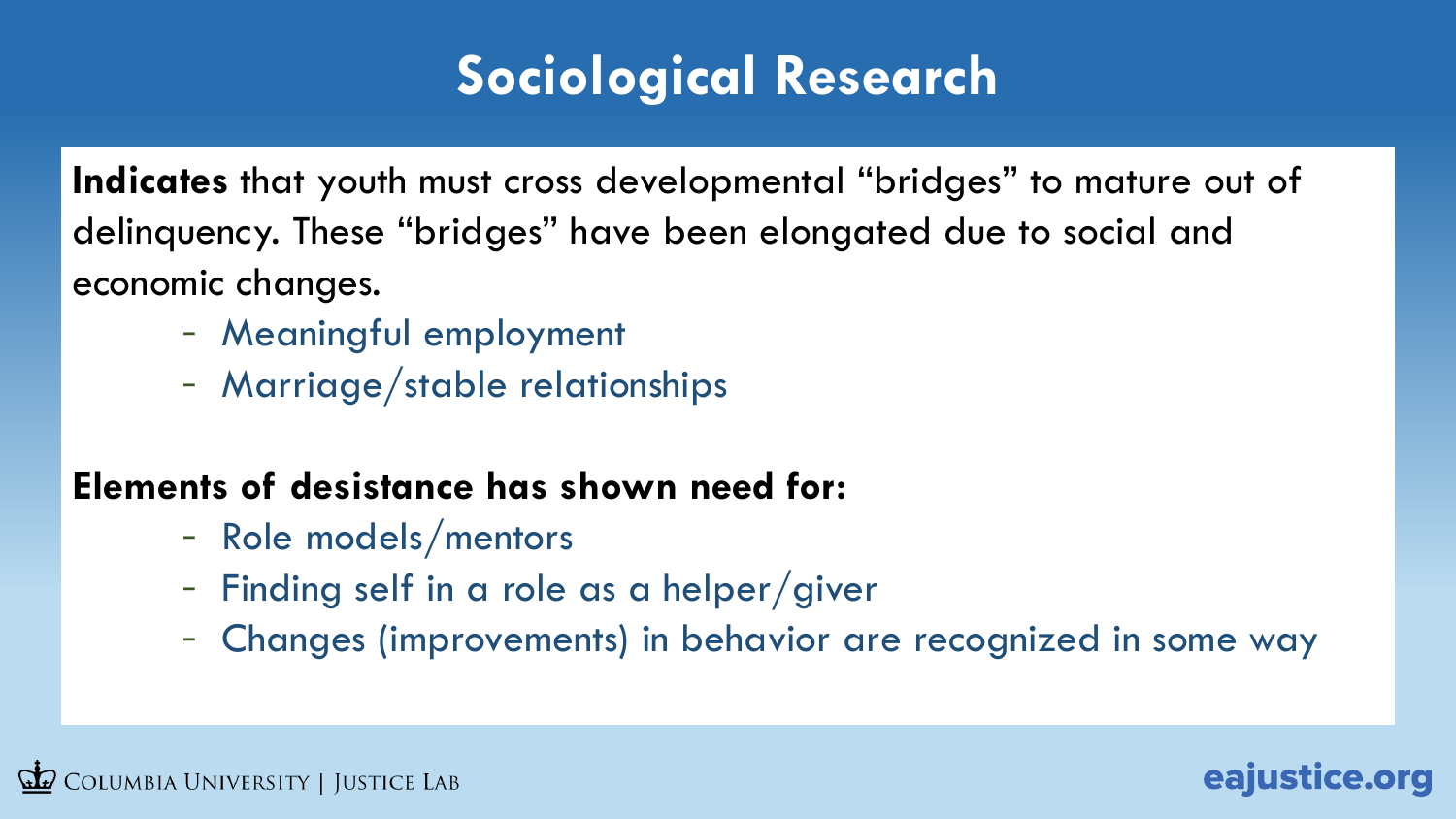# Sociological Research

**Indicates** that youth must cross developmental "bridges" to mature out of delinquency. These "bridges" have been elongated due to social and economic changes.

- Meaningful employment
- Marriage/stable relationships

**Elements of desistance has shown need for:**

- Role models/mentors
- Finding self in a role as a helper/giver
- Changes (improvements) in behavior are recognized in some way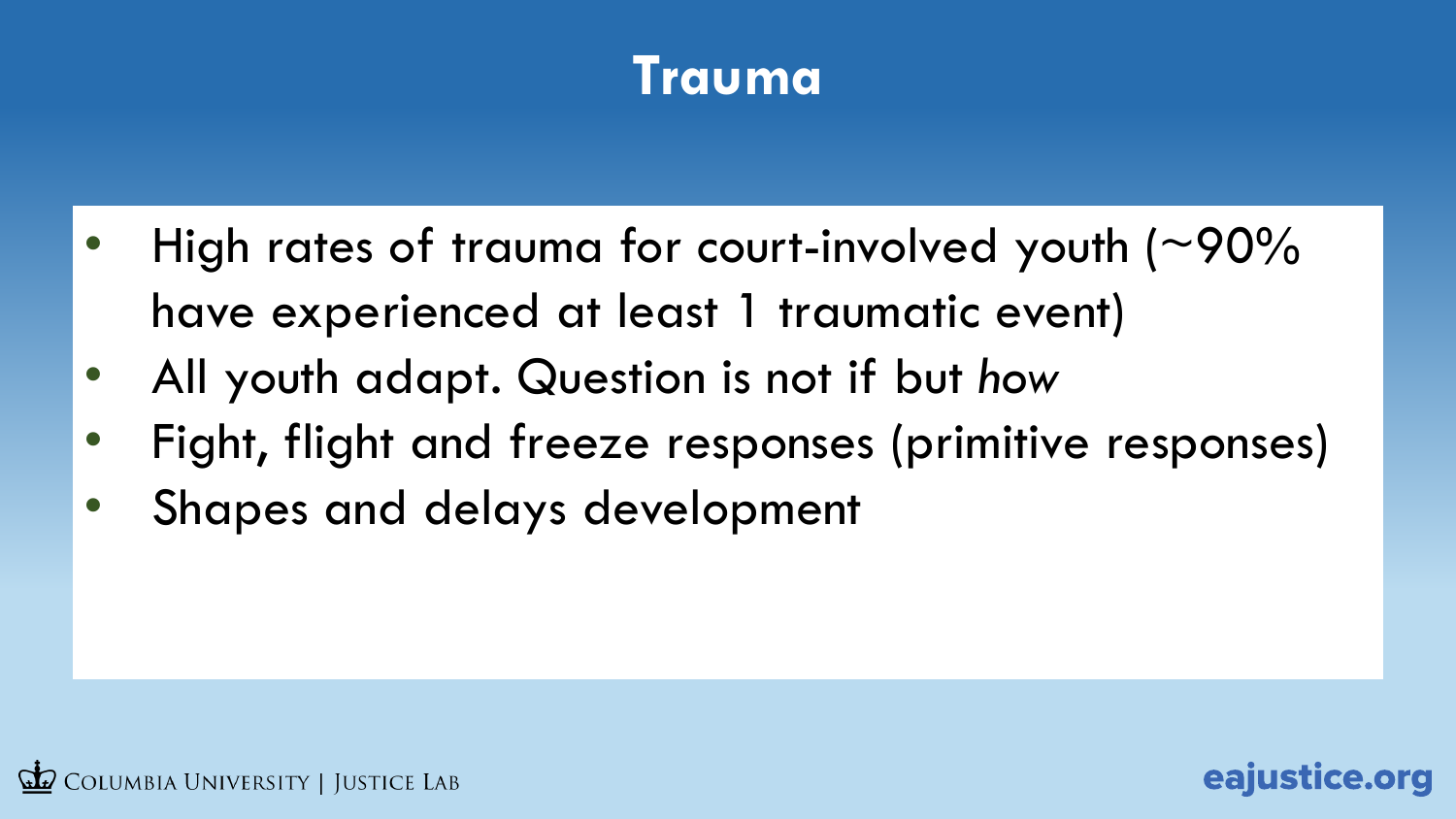# Trauma

- High rates of trauma for court-involved youth (~90% have experienced at least 1 traumatic event)
- All youth adapt. Question is not if but *how*
- Fight, flight and freeze responses (primitive responses)
- Shapes and delays development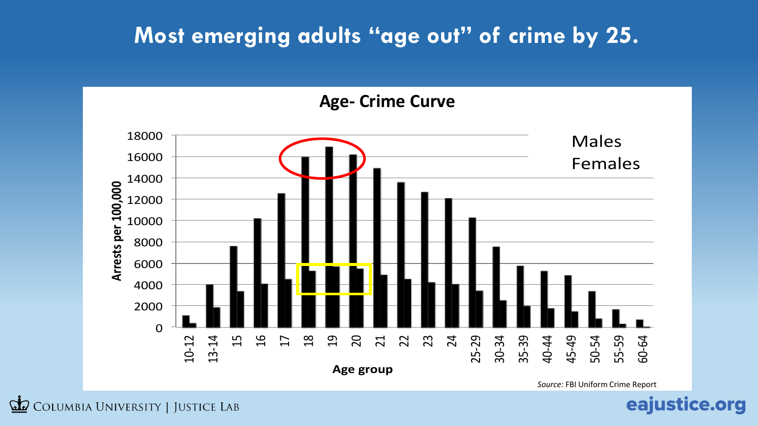# Most emerging adults "age out" of crime by 25.

**Age- Crime Curve**

Arrests per 100,000

Males
Females

Age group

*Source:* FBI Uniform Crime Report

Columbia University | Justice Lab

eajustice.org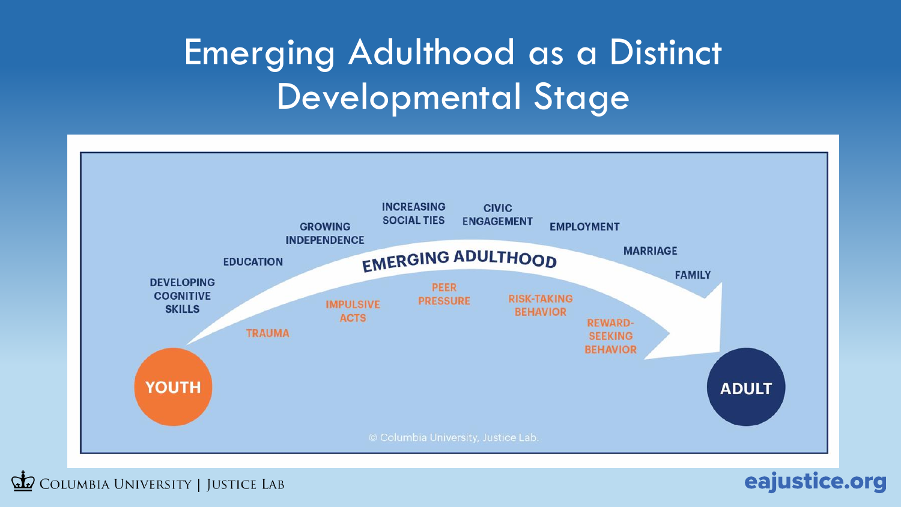# Emerging Adulthood as a Distinct Developmental Stage

YOUTH

DEVELOPING COGNITIVE SKILLS

EDUCATION

GROWING INDEPENDENCE

INCREASING SOCIAL TIES

CIVIC ENGAGEMENT

EMPLOYMENT

MARRIAGE

FAMILY

EMERGING ADULTHOOD

TRAUMA

IMPULSIVE ACTS

PEER PRESSURE

RISK-TAKING BEHAVIOR

REWARD-SEEKING BEHAVIOR

ADULT

© Columbia University, Justice Lab.

Columbia University | Justice Lab

eajustice.org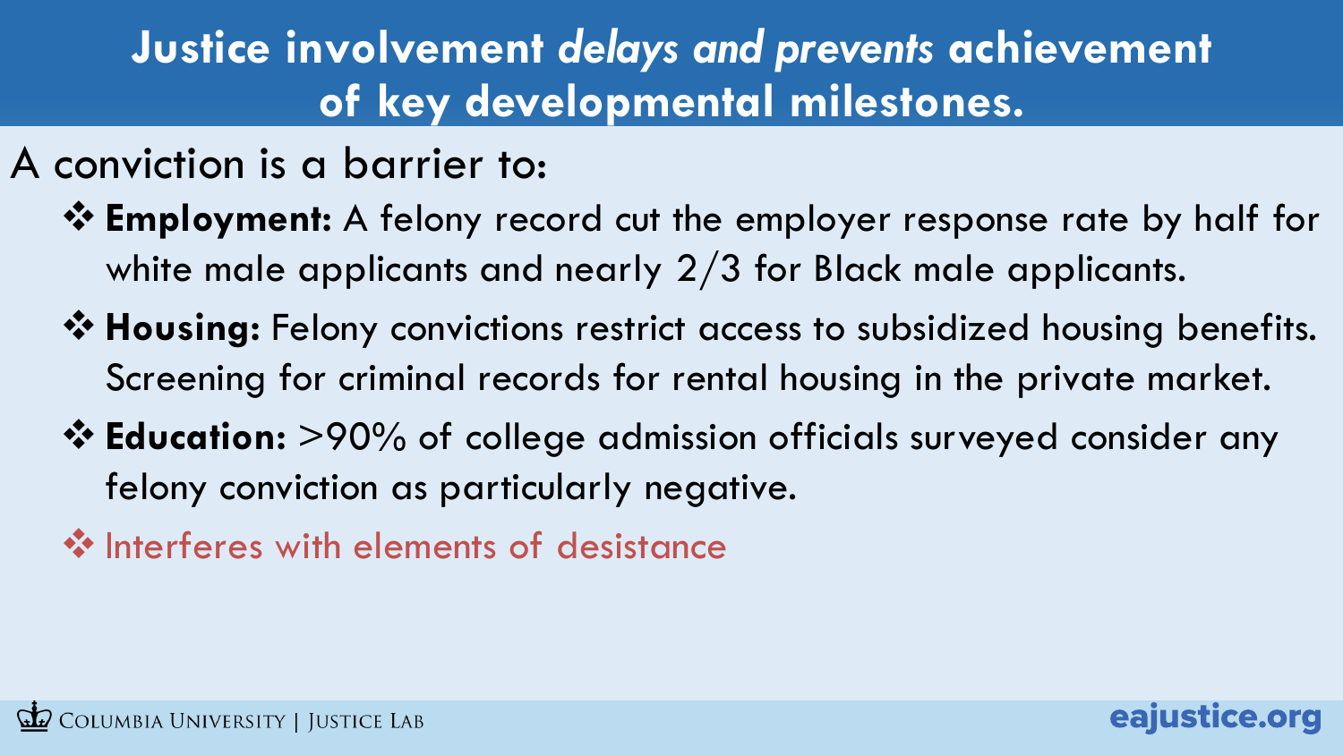# Justice involvement *delays and prevents* achievement of key developmental milestones.

A conviction is a barrier to:

- **Employment:** A felony record cut the employer response rate by half for white male applicants and nearly 2/3 for Black male applicants.
- **Housing:** Felony convictions restrict access to subsidized housing benefits. Screening for criminal records for rental housing in the private market.
- **Education:** >90% of college admission officials surveyed consider any felony conviction as particularly negative.
- Interferes with elements of desistance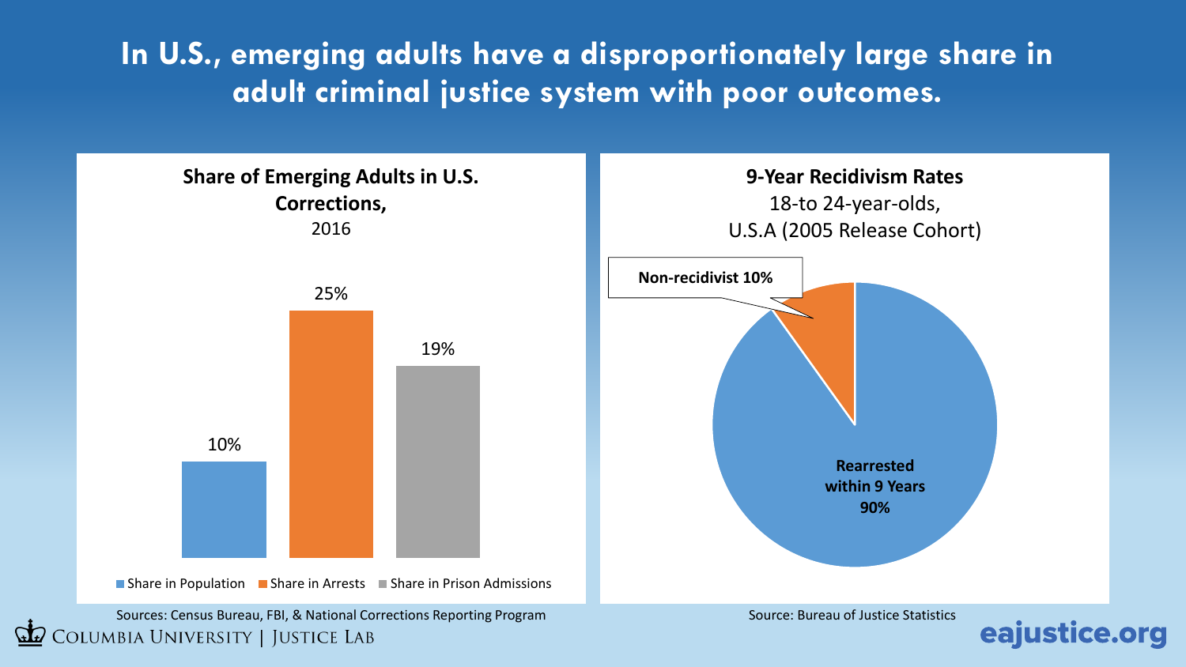# In U.S., emerging adults have a disproportionately large share in adult criminal justice system with poor outcomes.

**Share of Emerging Adults in U.S. Corrections,**
2016

| | Share in Population | Share in Arrests | Share in Prison Admissions |
|---|---|---|---|
| | 10% | 25% | 19% |

Sources: Census Bureau, FBI, & National Corrections Reporting Program

**9-Year Recidivism Rates**
18-to 24-year-olds,
U.S.A (2005 Release Cohort)

- **Non-recidivist 10%**
- **Rearrested within 9 Years 90%**

Source: Bureau of Justice Statistics

Columbia University | Justice Lab

eajustice.org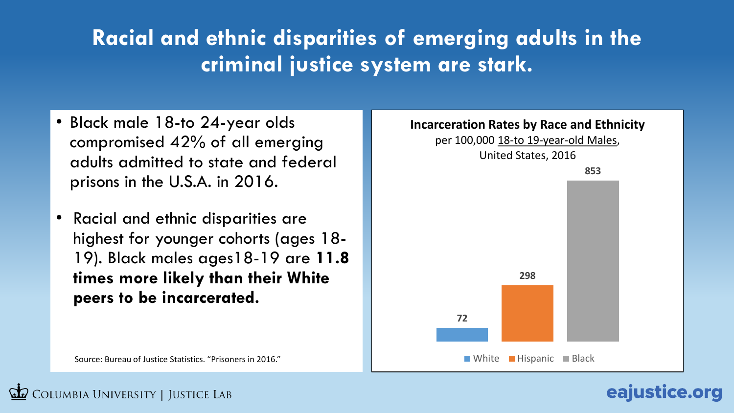# Racial and ethnic disparities of emerging adults in the criminal justice system are stark.

- Black male 18-to 24-year olds compromised 42% of all emerging adults admitted to state and federal prisons in the U.S.A. in 2016.
- Racial and ethnic disparities are highest for younger cohorts (ages 18-19). Black males ages18-19 are **11.8 times more likely than their White peers to be incarcerated.**

Source: Bureau of Justice Statistics. "Prisoners in 2016."

**Incarceration Rates by Race and Ethnicity**
per 100,000 18-to 19-year-old Males,
United States, 2016

| White | Hispanic | Black |
|---|---|---|
| 72 | 298 | 853 |

COLUMBIA UNIVERSITY | JUSTICE LAB

eajustice.org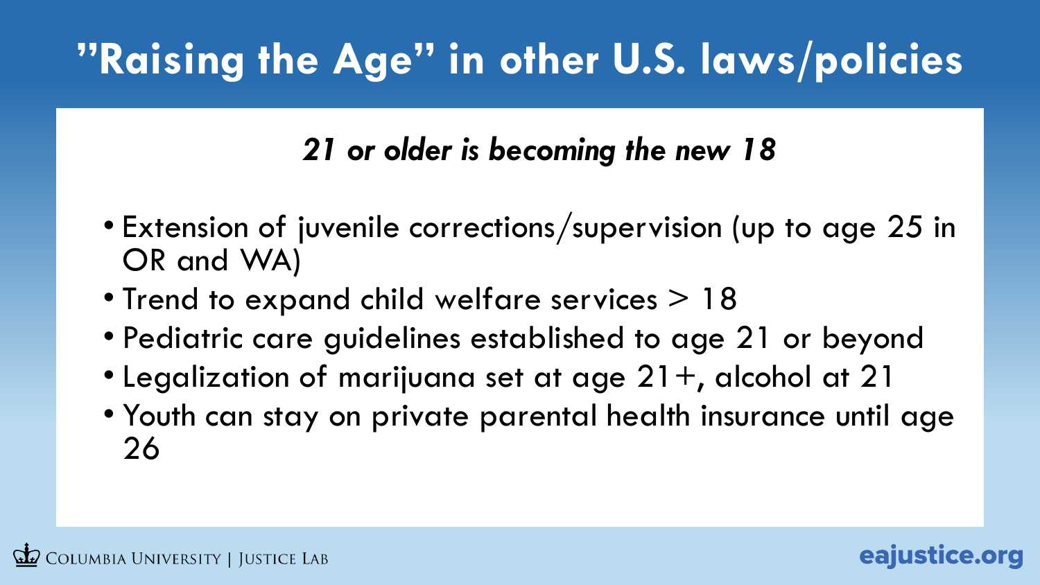# "Raising the Age" in other U.S. laws/policies

***21 or older is becoming the new 18***

- Extension of juvenile corrections/supervision (up to age 25 in OR and WA)
- Trend to expand child welfare services > 18
- Pediatric care guidelines established to age 21 or beyond
- Legalization of marijuana set at age 21+, alcohol at 21
- Youth can stay on private parental health insurance until age 26

Columbia University | Justice Lab

eajustice.org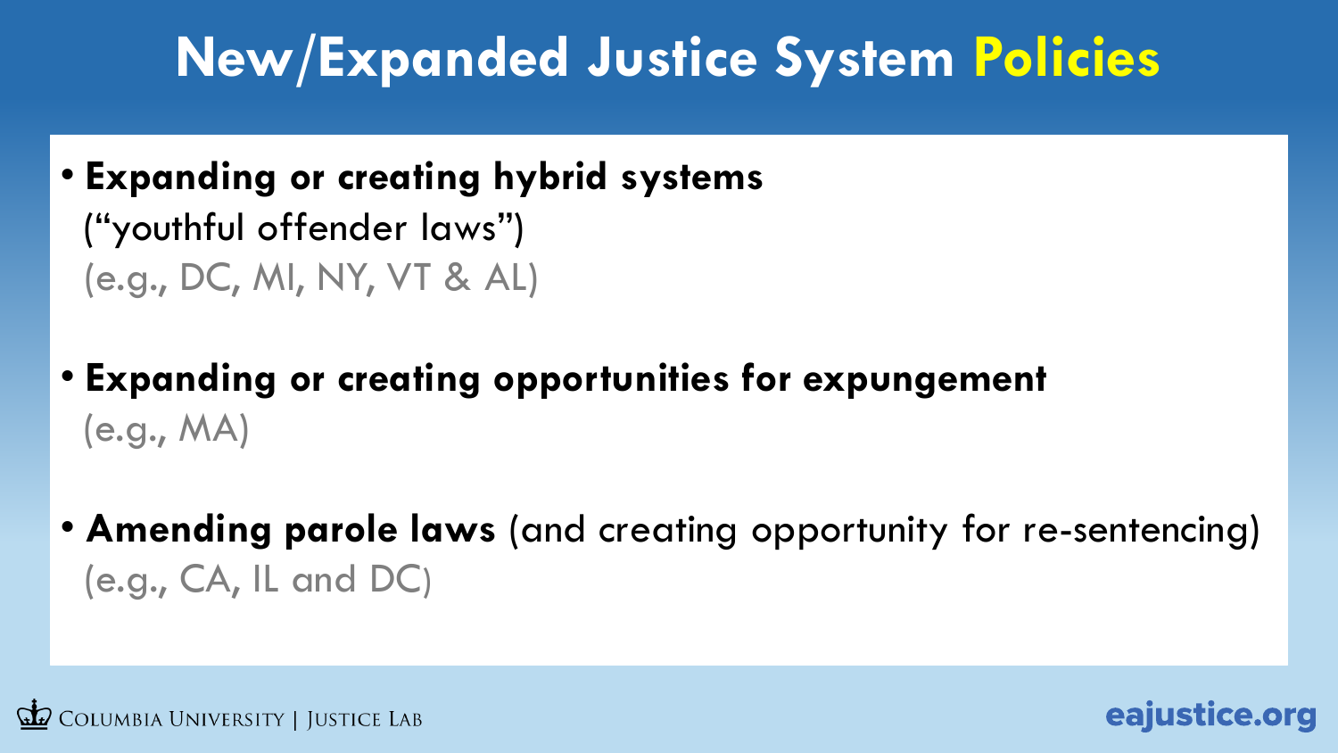# New/Expanded Justice System Policies

- **Expanding or creating hybrid systems** ("youthful offender laws") (e.g., DC, MI, NY, VT & AL)
- **Expanding or creating opportunities for expungement** (e.g., MA)
- **Amending parole laws** (and creating opportunity for re-sentencing) (e.g., CA, IL and DC)

Columbia University | Justice Lab

eajustice.org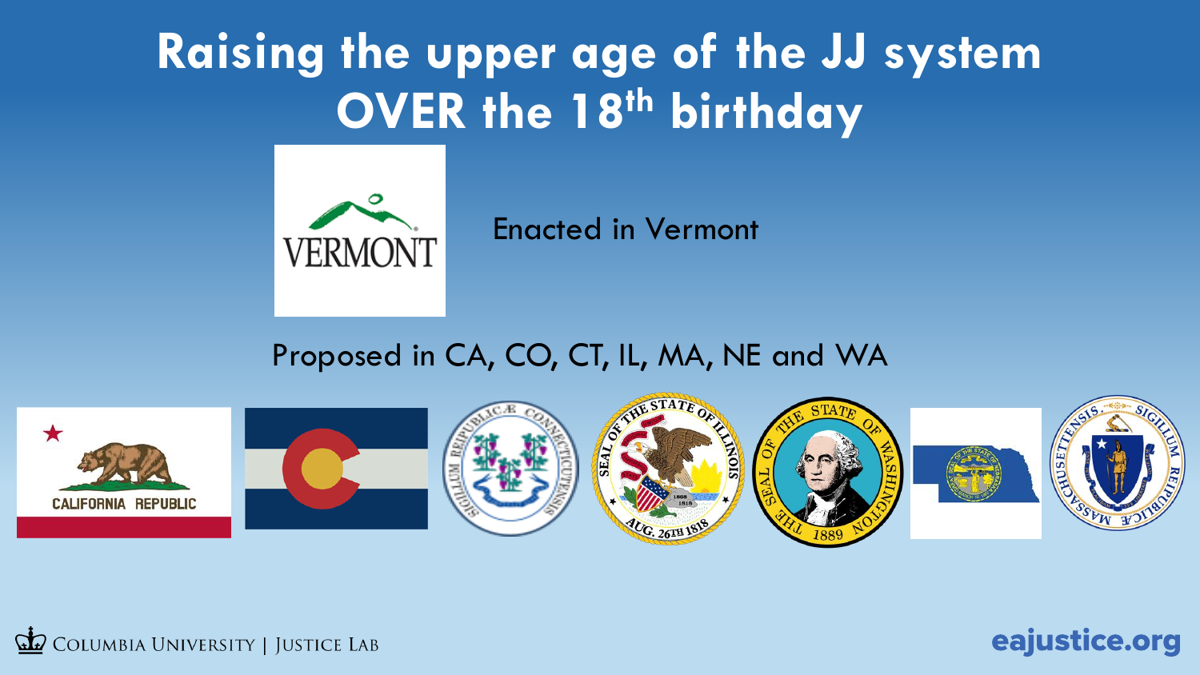# Raising the upper age of the JJ system OVER the 18th birthday

Enacted in Vermont

Proposed in CA, CO, CT, IL, MA, NE and WA

Columbia University | Justice Lab

eajustice.org